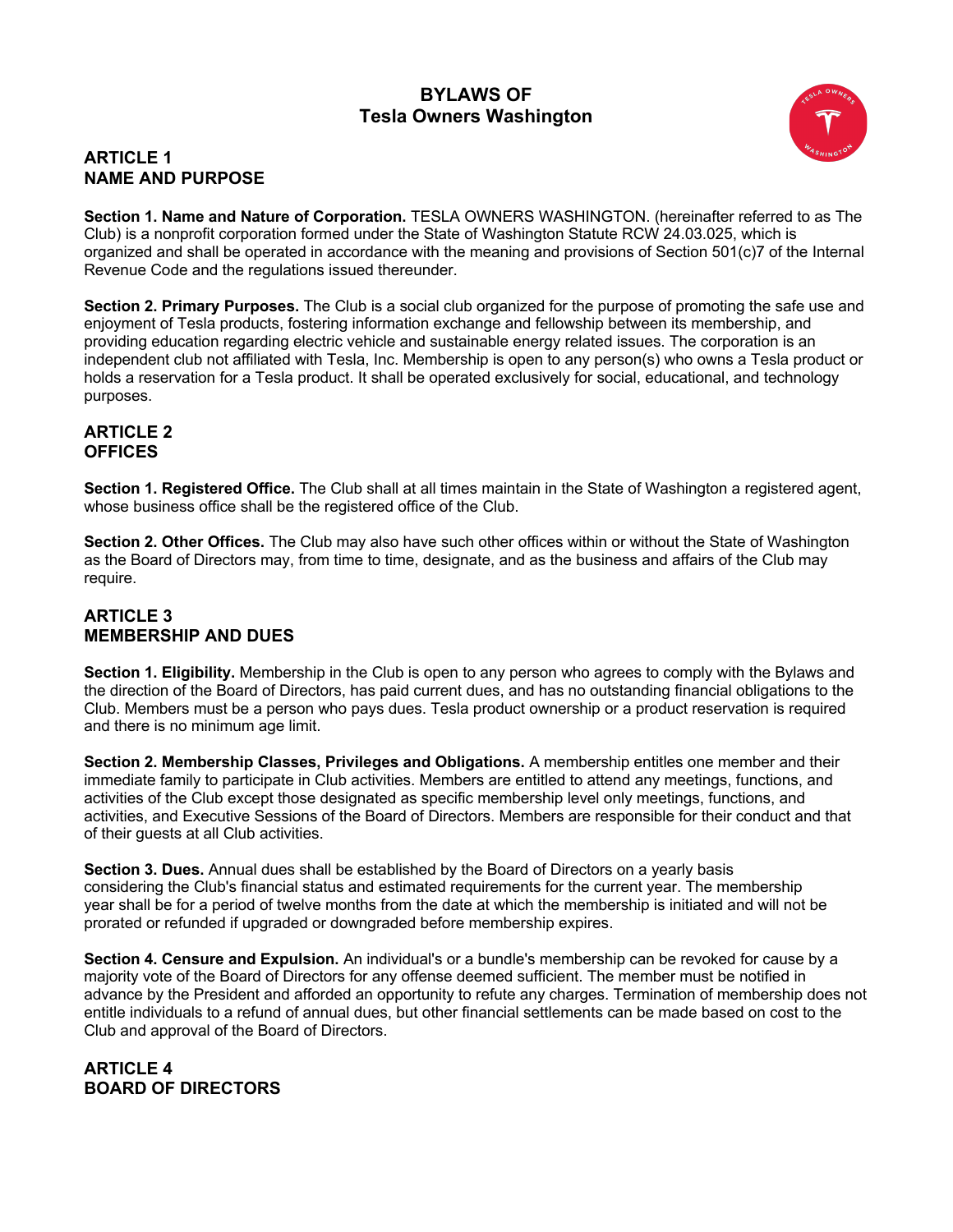# BYLAWS OF
# Tesla Owners Washington

## ARTICLE 1
## NAME AND PURPOSE

**Section 1. Name and Nature of Corporation.** TESLA OWNERS WASHINGTON. (hereinafter referred to as The Club) is a nonprofit corporation formed under the State of Washington Statute RCW 24.03.025, which is organized and shall be operated in accordance with the meaning and provisions of Section 501(c)7 of the Internal Revenue Code and the regulations issued thereunder.

**Section 2. Primary Purposes.** The Club is a social club organized for the purpose of promoting the safe use and enjoyment of Tesla products, fostering information exchange and fellowship between its membership, and providing education regarding electric vehicle and sustainable energy related issues. The corporation is an independent club not affiliated with Tesla, Inc. Membership is open to any person(s) who owns a Tesla product or holds a reservation for a Tesla product. It shall be operated exclusively for social, educational, and technology purposes.

## ARTICLE 2
## OFFICES

**Section 1. Registered Office.** The Club shall at all times maintain in the State of Washington a registered agent, whose business office shall be the registered office of the Club.

**Section 2. Other Offices.** The Club may also have such other offices within or without the State of Washington as the Board of Directors may, from time to time, designate, and as the business and affairs of the Club may require.

## ARTICLE 3
## MEMBERSHIP AND DUES

**Section 1. Eligibility.** Membership in the Club is open to any person who agrees to comply with the Bylaws and the direction of the Board of Directors, has paid current dues, and has no outstanding financial obligations to the Club. Members must be a person who pays dues. Tesla product ownership or a product reservation is required and there is no minimum age limit.

**Section 2. Membership Classes, Privileges and Obligations.** A membership entitles one member and their immediate family to participate in Club activities. Members are entitled to attend any meetings, functions, and activities of the Club except those designated as specific membership level only meetings, functions, and activities, and Executive Sessions of the Board of Directors. Members are responsible for their conduct and that of their guests at all Club activities.

**Section 3. Dues.** Annual dues shall be established by the Board of Directors on a yearly basis considering the Club's financial status and estimated requirements for the current year. The membership year shall be for a period of twelve months from the date at which the membership is initiated and will not be prorated or refunded if upgraded or downgraded before membership expires.

**Section 4. Censure and Expulsion.** An individual's or a bundle's membership can be revoked for cause by a majority vote of the Board of Directors for any offense deemed sufficient. The member must be notified in advance by the President and afforded an opportunity to refute any charges. Termination of membership does not entitle individuals to a refund of annual dues, but other financial settlements can be made based on cost to the Club and approval of the Board of Directors.

## ARTICLE 4
## BOARD OF DIRECTORS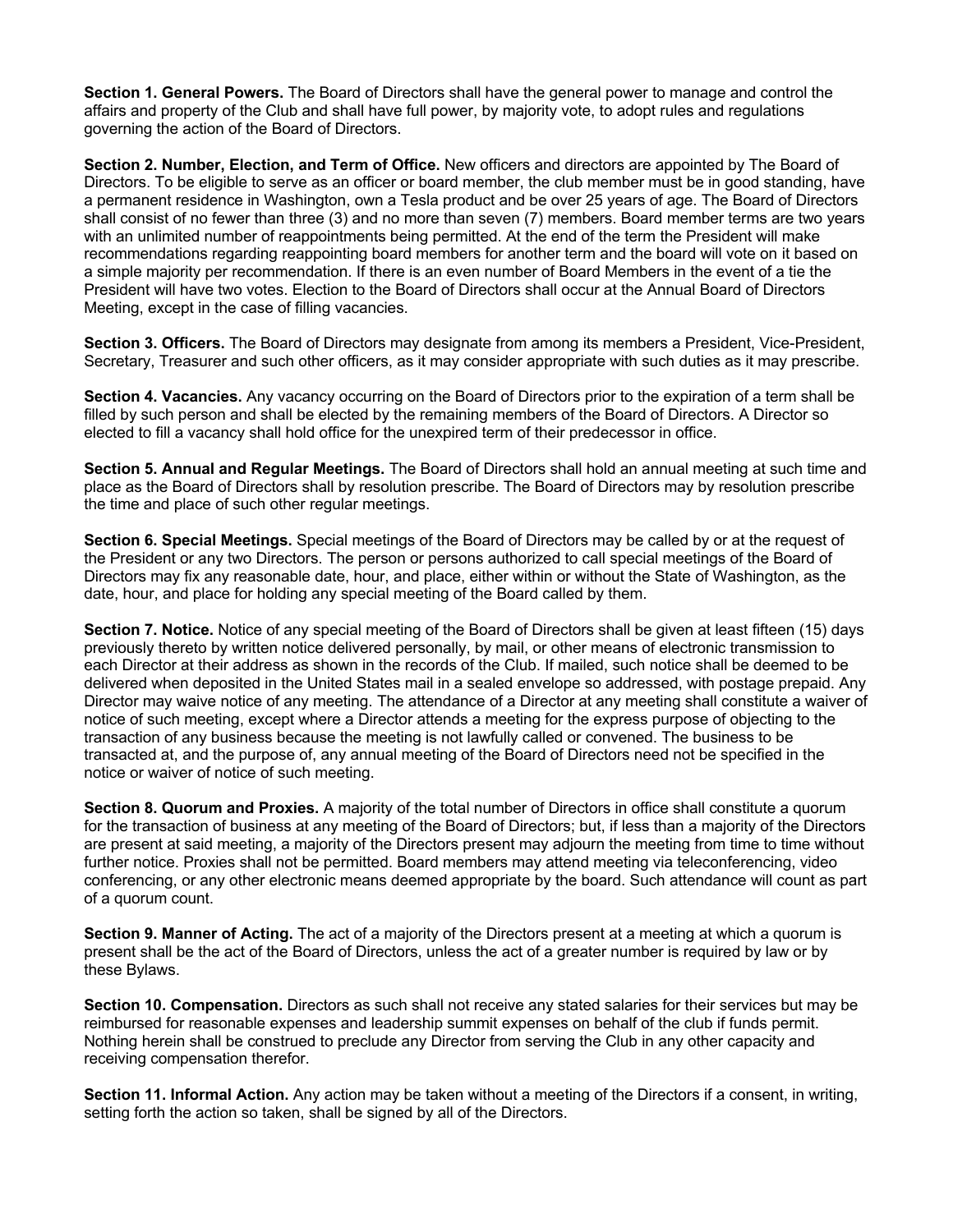**Section 1. General Powers.** The Board of Directors shall have the general power to manage and control the affairs and property of the Club and shall have full power, by majority vote, to adopt rules and regulations governing the action of the Board of Directors.

**Section 2. Number, Election, and Term of Office.** New officers and directors are appointed by The Board of Directors. To be eligible to serve as an officer or board member, the club member must be in good standing, have a permanent residence in Washington, own a Tesla product and be over 25 years of age. The Board of Directors shall consist of no fewer than three (3) and no more than seven (7) members. Board member terms are two years with an unlimited number of reappointments being permitted. At the end of the term the President will make recommendations regarding reappointing board members for another term and the board will vote on it based on a simple majority per recommendation. If there is an even number of Board Members in the event of a tie the President will have two votes. Election to the Board of Directors shall occur at the Annual Board of Directors Meeting, except in the case of filling vacancies.

**Section 3. Officers.** The Board of Directors may designate from among its members a President, Vice-President, Secretary, Treasurer and such other officers, as it may consider appropriate with such duties as it may prescribe.

**Section 4. Vacancies.** Any vacancy occurring on the Board of Directors prior to the expiration of a term shall be filled by such person and shall be elected by the remaining members of the Board of Directors. A Director so elected to fill a vacancy shall hold office for the unexpired term of their predecessor in office.

**Section 5. Annual and Regular Meetings.** The Board of Directors shall hold an annual meeting at such time and place as the Board of Directors shall by resolution prescribe. The Board of Directors may by resolution prescribe the time and place of such other regular meetings.

**Section 6. Special Meetings.** Special meetings of the Board of Directors may be called by or at the request of the President or any two Directors. The person or persons authorized to call special meetings of the Board of Directors may fix any reasonable date, hour, and place, either within or without the State of Washington, as the date, hour, and place for holding any special meeting of the Board called by them.

**Section 7. Notice.** Notice of any special meeting of the Board of Directors shall be given at least fifteen (15) days previously thereto by written notice delivered personally, by mail, or other means of electronic transmission to each Director at their address as shown in the records of the Club. If mailed, such notice shall be deemed to be delivered when deposited in the United States mail in a sealed envelope so addressed, with postage prepaid. Any Director may waive notice of any meeting. The attendance of a Director at any meeting shall constitute a waiver of notice of such meeting, except where a Director attends a meeting for the express purpose of objecting to the transaction of any business because the meeting is not lawfully called or convened. The business to be transacted at, and the purpose of, any annual meeting of the Board of Directors need not be specified in the notice or waiver of notice of such meeting.

**Section 8. Quorum and Proxies.** A majority of the total number of Directors in office shall constitute a quorum for the transaction of business at any meeting of the Board of Directors; but, if less than a majority of the Directors are present at said meeting, a majority of the Directors present may adjourn the meeting from time to time without further notice. Proxies shall not be permitted. Board members may attend meeting via teleconferencing, video conferencing, or any other electronic means deemed appropriate by the board. Such attendance will count as part of a quorum count.

**Section 9. Manner of Acting.** The act of a majority of the Directors present at a meeting at which a quorum is present shall be the act of the Board of Directors, unless the act of a greater number is required by law or by these Bylaws.

**Section 10. Compensation.** Directors as such shall not receive any stated salaries for their services but may be reimbursed for reasonable expenses and leadership summit expenses on behalf of the club if funds permit. Nothing herein shall be construed to preclude any Director from serving the Club in any other capacity and receiving compensation therefor.

**Section 11. Informal Action.** Any action may be taken without a meeting of the Directors if a consent, in writing, setting forth the action so taken, shall be signed by all of the Directors.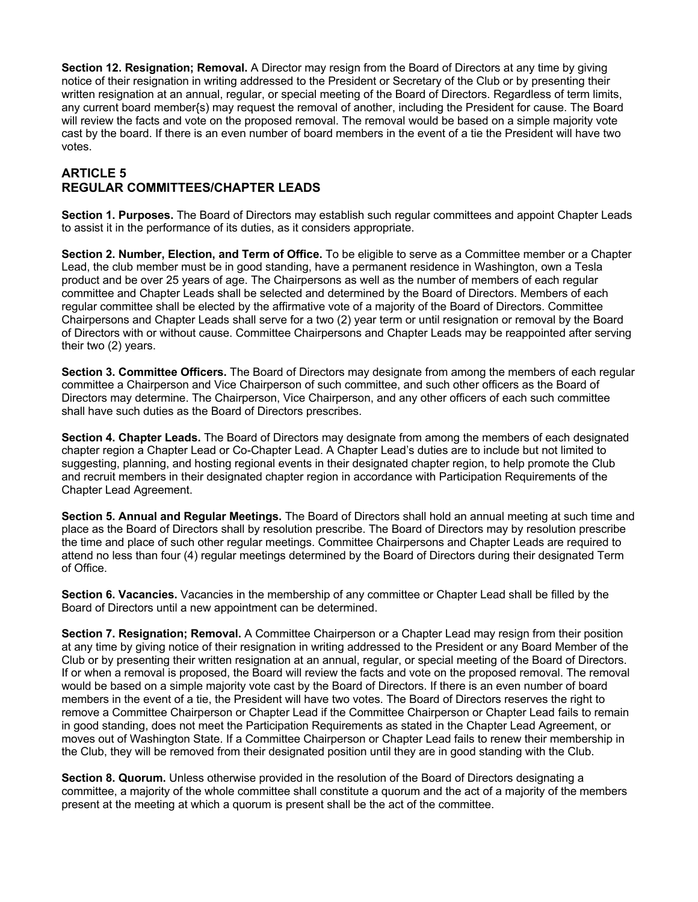**Section 12. Resignation; Removal.** A Director may resign from the Board of Directors at any time by giving notice of their resignation in writing addressed to the President or Secretary of the Club or by presenting their written resignation at an annual, regular, or special meeting of the Board of Directors. Regardless of term limits, any current board member{s) may request the removal of another, including the President for cause. The Board will review the facts and vote on the proposed removal. The removal would be based on a simple majority vote cast by the board. If there is an even number of board members in the event of a tie the President will have two votes.

## ARTICLE 5
## REGULAR COMMITTEES/CHAPTER LEADS

**Section 1. Purposes.** The Board of Directors may establish such regular committees and appoint Chapter Leads to assist it in the performance of its duties, as it considers appropriate.

**Section 2. Number, Election, and Term of Office.** To be eligible to serve as a Committee member or a Chapter Lead, the club member must be in good standing, have a permanent residence in Washington, own a Tesla product and be over 25 years of age. The Chairpersons as well as the number of members of each regular committee and Chapter Leads shall be selected and determined by the Board of Directors. Members of each regular committee shall be elected by the affirmative vote of a majority of the Board of Directors. Committee Chairpersons and Chapter Leads shall serve for a two (2) year term or until resignation or removal by the Board of Directors with or without cause. Committee Chairpersons and Chapter Leads may be reappointed after serving their two (2) years.

**Section 3. Committee Officers.** The Board of Directors may designate from among the members of each regular committee a Chairperson and Vice Chairperson of such committee, and such other officers as the Board of Directors may determine. The Chairperson, Vice Chairperson, and any other officers of each such committee shall have such duties as the Board of Directors prescribes.

**Section 4. Chapter Leads.** The Board of Directors may designate from among the members of each designated chapter region a Chapter Lead or Co-Chapter Lead. A Chapter Lead's duties are to include but not limited to suggesting, planning, and hosting regional events in their designated chapter region, to help promote the Club and recruit members in their designated chapter region in accordance with Participation Requirements of the Chapter Lead Agreement.

**Section 5. Annual and Regular Meetings.** The Board of Directors shall hold an annual meeting at such time and place as the Board of Directors shall by resolution prescribe. The Board of Directors may by resolution prescribe the time and place of such other regular meetings. Committee Chairpersons and Chapter Leads are required to attend no less than four (4) regular meetings determined by the Board of Directors during their designated Term of Office.

**Section 6. Vacancies.** Vacancies in the membership of any committee or Chapter Lead shall be filled by the Board of Directors until a new appointment can be determined.

**Section 7. Resignation; Removal.** A Committee Chairperson or a Chapter Lead may resign from their position at any time by giving notice of their resignation in writing addressed to the President or any Board Member of the Club or by presenting their written resignation at an annual, regular, or special meeting of the Board of Directors. If or when a removal is proposed, the Board will review the facts and vote on the proposed removal. The removal would be based on a simple majority vote cast by the Board of Directors. If there is an even number of board members in the event of a tie, the President will have two votes. The Board of Directors reserves the right to remove a Committee Chairperson or Chapter Lead if the Committee Chairperson or Chapter Lead fails to remain in good standing, does not meet the Participation Requirements as stated in the Chapter Lead Agreement, or moves out of Washington State. If a Committee Chairperson or Chapter Lead fails to renew their membership in the Club, they will be removed from their designated position until they are in good standing with the Club.

**Section 8. Quorum.** Unless otherwise provided in the resolution of the Board of Directors designating a committee, a majority of the whole committee shall constitute a quorum and the act of a majority of the members present at the meeting at which a quorum is present shall be the act of the committee.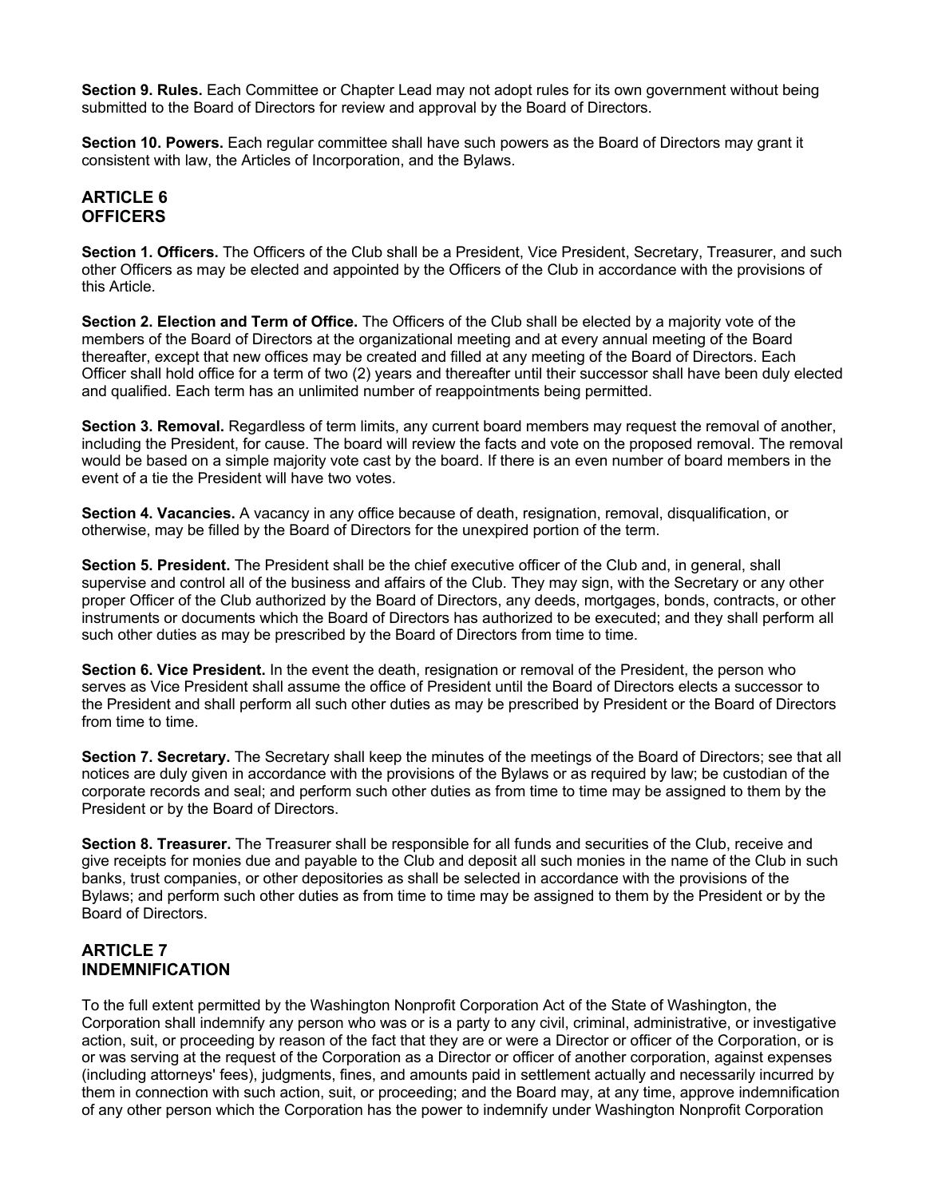**Section 9. Rules.** Each Committee or Chapter Lead may not adopt rules for its own government without being submitted to the Board of Directors for review and approval by the Board of Directors.

**Section 10. Powers.** Each regular committee shall have such powers as the Board of Directors may grant it consistent with law, the Articles of Incorporation, and the Bylaws.

## ARTICLE 6
## OFFICERS

**Section 1. Officers.** The Officers of the Club shall be a President, Vice President, Secretary, Treasurer, and such other Officers as may be elected and appointed by the Officers of the Club in accordance with the provisions of this Article.

**Section 2. Election and Term of Office.** The Officers of the Club shall be elected by a majority vote of the members of the Board of Directors at the organizational meeting and at every annual meeting of the Board thereafter, except that new offices may be created and filled at any meeting of the Board of Directors. Each Officer shall hold office for a term of two (2) years and thereafter until their successor shall have been duly elected and qualified. Each term has an unlimited number of reappointments being permitted.

**Section 3. Removal.** Regardless of term limits, any current board members may request the removal of another, including the President, for cause. The board will review the facts and vote on the proposed removal. The removal would be based on a simple majority vote cast by the board. If there is an even number of board members in the event of a tie the President will have two votes.

**Section 4. Vacancies.** A vacancy in any office because of death, resignation, removal, disqualification, or otherwise, may be filled by the Board of Directors for the unexpired portion of the term.

**Section 5. President.** The President shall be the chief executive officer of the Club and, in general, shall supervise and control all of the business and affairs of the Club. They may sign, with the Secretary or any other proper Officer of the Club authorized by the Board of Directors, any deeds, mortgages, bonds, contracts, or other instruments or documents which the Board of Directors has authorized to be executed; and they shall perform all such other duties as may be prescribed by the Board of Directors from time to time.

**Section 6. Vice President.** In the event the death, resignation or removal of the President, the person who serves as Vice President shall assume the office of President until the Board of Directors elects a successor to the President and shall perform all such other duties as may be prescribed by President or the Board of Directors from time to time.

**Section 7. Secretary.** The Secretary shall keep the minutes of the meetings of the Board of Directors; see that all notices are duly given in accordance with the provisions of the Bylaws or as required by law; be custodian of the corporate records and seal; and perform such other duties as from time to time may be assigned to them by the President or by the Board of Directors.

**Section 8. Treasurer.** The Treasurer shall be responsible for all funds and securities of the Club, receive and give receipts for monies due and payable to the Club and deposit all such monies in the name of the Club in such banks, trust companies, or other depositories as shall be selected in accordance with the provisions of the Bylaws; and perform such other duties as from time to time may be assigned to them by the President or by the Board of Directors.

## ARTICLE 7
## INDEMNIFICATION

To the full extent permitted by the Washington Nonprofit Corporation Act of the State of Washington, the Corporation shall indemnify any person who was or is a party to any civil, criminal, administrative, or investigative action, suit, or proceeding by reason of the fact that they are or were a Director or officer of the Corporation, or is or was serving at the request of the Corporation as a Director or officer of another corporation, against expenses (including attorneys' fees), judgments, fines, and amounts paid in settlement actually and necessarily incurred by them in connection with such action, suit, or proceeding; and the Board may, at any time, approve indemnification of any other person which the Corporation has the power to indemnify under Washington Nonprofit Corporation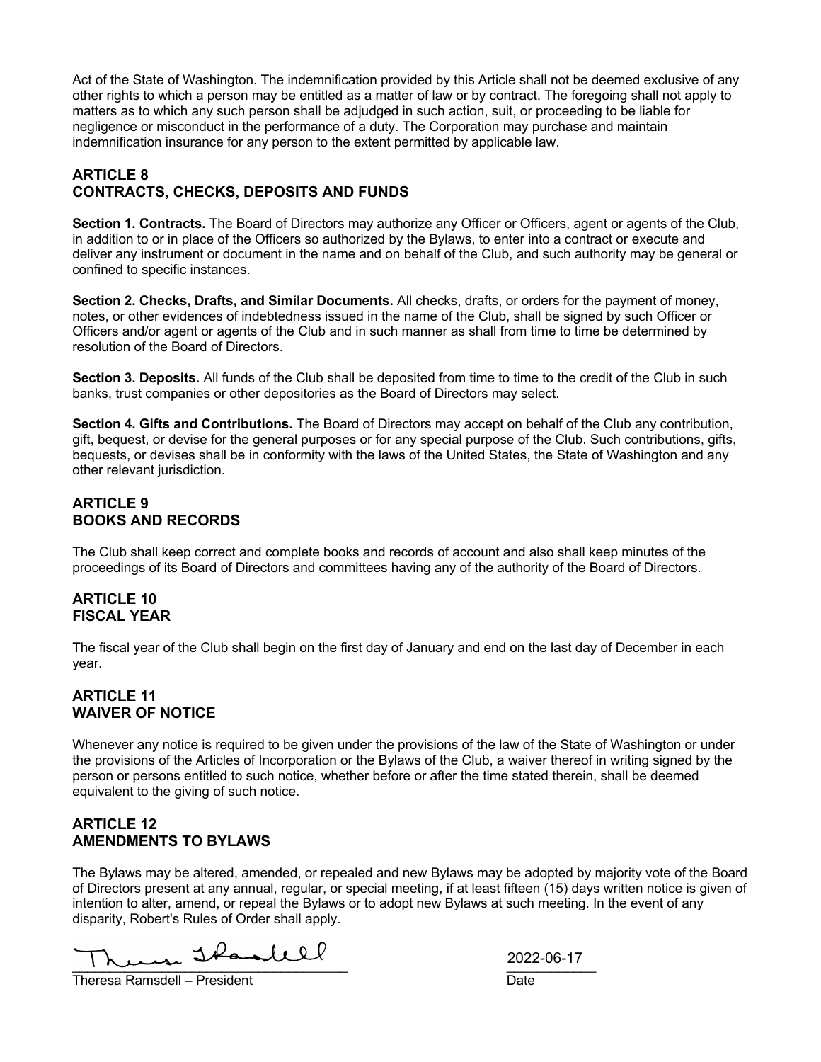Act of the State of Washington. The indemnification provided by this Article shall not be deemed exclusive of any other rights to which a person may be entitled as a matter of law or by contract. The foregoing shall not apply to matters as to which any such person shall be adjudged in such action, suit, or proceeding to be liable for negligence or misconduct in the performance of a duty. The Corporation may purchase and maintain indemnification insurance for any person to the extent permitted by applicable law.

## ARTICLE 8
## CONTRACTS, CHECKS, DEPOSITS AND FUNDS

**Section 1. Contracts.** The Board of Directors may authorize any Officer or Officers, agent or agents of the Club, in addition to or in place of the Officers so authorized by the Bylaws, to enter into a contract or execute and deliver any instrument or document in the name and on behalf of the Club, and such authority may be general or confined to specific instances.

**Section 2. Checks, Drafts, and Similar Documents.** All checks, drafts, or orders for the payment of money, notes, or other evidences of indebtedness issued in the name of the Club, shall be signed by such Officer or Officers and/or agent or agents of the Club and in such manner as shall from time to time be determined by resolution of the Board of Directors.

**Section 3. Deposits.** All funds of the Club shall be deposited from time to time to the credit of the Club in such banks, trust companies or other depositories as the Board of Directors may select.

**Section 4. Gifts and Contributions.** The Board of Directors may accept on behalf of the Club any contribution, gift, bequest, or devise for the general purposes or for any special purpose of the Club. Such contributions, gifts, bequests, or devises shall be in conformity with the laws of the United States, the State of Washington and any other relevant jurisdiction.

## ARTICLE 9
## BOOKS AND RECORDS

The Club shall keep correct and complete books and records of account and also shall keep minutes of the proceedings of its Board of Directors and committees having any of the authority of the Board of Directors.

## ARTICLE 10
## FISCAL YEAR

The fiscal year of the Club shall begin on the first day of January and end on the last day of December in each year.

## ARTICLE 11
## WAIVER OF NOTICE

Whenever any notice is required to be given under the provisions of the law of the State of Washington or under the provisions of the Articles of Incorporation or the Bylaws of the Club, a waiver thereof in writing signed by the person or persons entitled to such notice, whether before or after the time stated therein, shall be deemed equivalent to the giving of such notice.

## ARTICLE 12
## AMENDMENTS TO BYLAWS

The Bylaws may be altered, amended, or repealed and new Bylaws may be adopted by majority vote of the Board of Directors present at any annual, regular, or special meeting, if at least fifteen (15) days written notice is given of intention to alter, amend, or repeal the Bylaws or to adopt new Bylaws at such meeting. In the event of any disparity, Robert's Rules of Order shall apply.

Theresa Ramsdell

Theresa Ramsdell – President

2022-06-17

Date